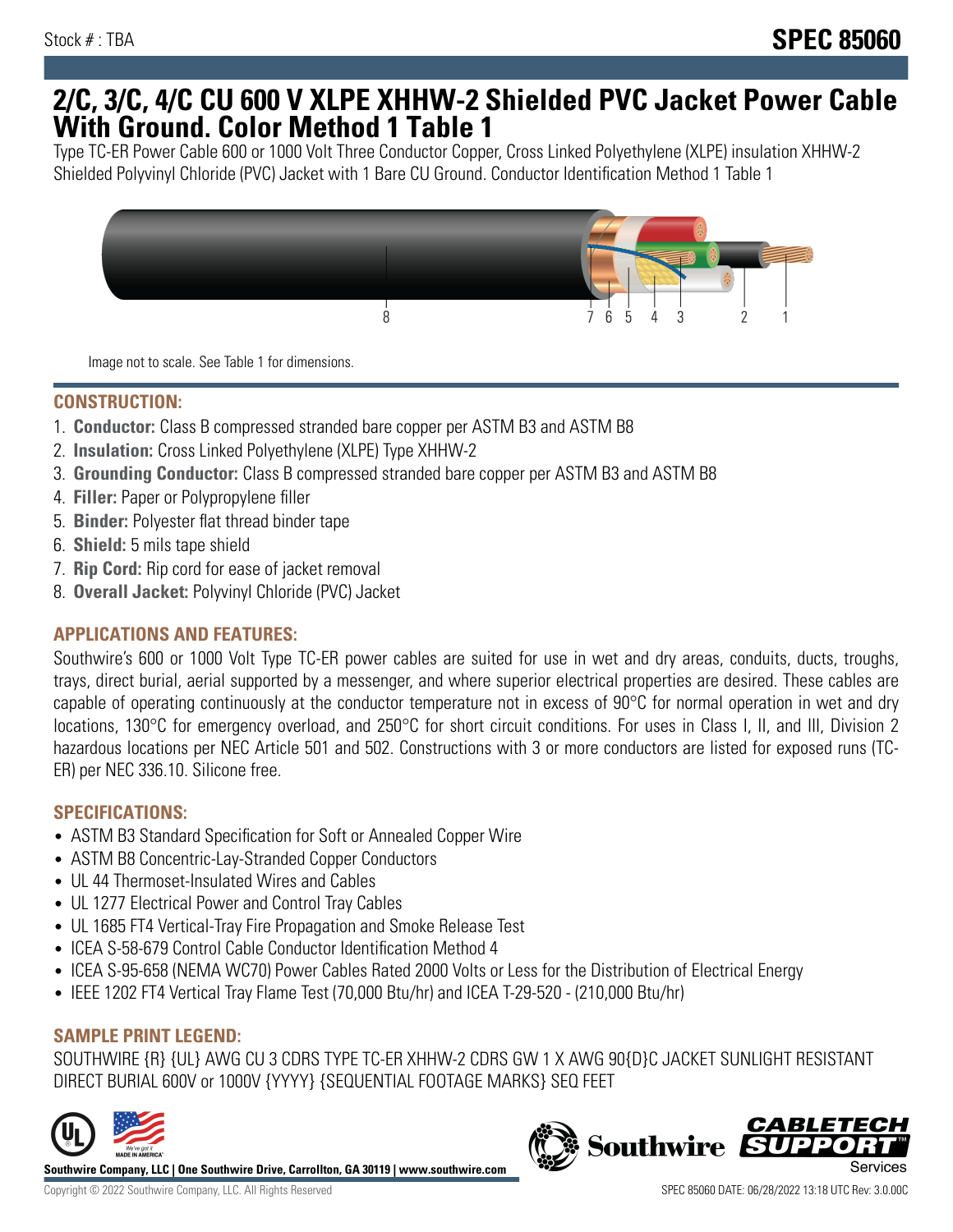Stock # : TBA

# SPEC 85060

# 2/C, 3/C, 4/C CU 600 V XLPE XHHW-2 Shielded PVC Jacket Power Cable With Ground. Color Method 1 Table 1

Type TC-ER Power Cable 600 or 1000 Volt Three Conductor Copper, Cross Linked Polyethylene (XLPE) insulation XHHW-2 Shielded Polyvinyl Chloride (PVC) Jacket with 1 Bare CU Ground. Conductor Identification Method 1 Table 1

8 7 6 5 4 3 2 1

Image not to scale. See Table 1 for dimensions.

## CONSTRUCTION:

1. **Conductor:** Class B compressed stranded bare copper per ASTM B3 and ASTM B8
2. **Insulation:** Cross Linked Polyethylene (XLPE) Type XHHW-2
3. **Grounding Conductor:** Class B compressed stranded bare copper per ASTM B3 and ASTM B8
4. **Filler:** Paper or Polypropylene filler
5. **Binder:** Polyester flat thread binder tape
6. **Shield:** 5 mils tape shield
7. **Rip Cord:** Rip cord for ease of jacket removal
8. **Overall Jacket:** Polyvinyl Chloride (PVC) Jacket

## APPLICATIONS AND FEATURES:

Southwire's 600 or 1000 Volt Type TC-ER power cables are suited for use in wet and dry areas, conduits, ducts, troughs, trays, direct burial, aerial supported by a messenger, and where superior electrical properties are desired. These cables are capable of operating continuously at the conductor temperature not in excess of 90°C for normal operation in wet and dry locations, 130°C for emergency overload, and 250°C for short circuit conditions. For uses in Class I, II, and III, Division 2 hazardous locations per NEC Article 501 and 502. Constructions with 3 or more conductors are listed for exposed runs (TC-ER) per NEC 336.10. Silicone free.

## SPECIFICATIONS:

- ASTM B3 Standard Specification for Soft or Annealed Copper Wire
- ASTM B8 Concentric-Lay-Stranded Copper Conductors
- UL 44 Thermoset-Insulated Wires and Cables
- UL 1277 Electrical Power and Control Tray Cables
- UL 1685 FT4 Vertical-Tray Fire Propagation and Smoke Release Test
- ICEA S-58-679 Control Cable Conductor Identification Method 4
- ICEA S-95-658 (NEMA WC70) Power Cables Rated 2000 Volts or Less for the Distribution of Electrical Energy
- IEEE 1202 FT4 Vertical Tray Flame Test (70,000 Btu/hr) and ICEA T-29-520 - (210,000 Btu/hr)

## SAMPLE PRINT LEGEND:

SOUTHWIRE {R} {UL} AWG CU 3 CDRS TYPE TC-ER XHHW-2 CDRS GW 1 X AWG 90{D}C JACKET SUNLIGHT RESISTANT DIRECT BURIAL 600V or 1000V {YYYY} {SEQUENTIAL FOOTAGE MARKS} SEQ FEET

**Southwire Company, LLC | One Southwire Drive, Carrollton, GA 30119 | www.southwire.com**

Copyright © 2022 Southwire Company, LLC. All Rights Reserved

SPEC 85060 DATE: 06/28/2022 13:18 UTC Rev: 3.0.00C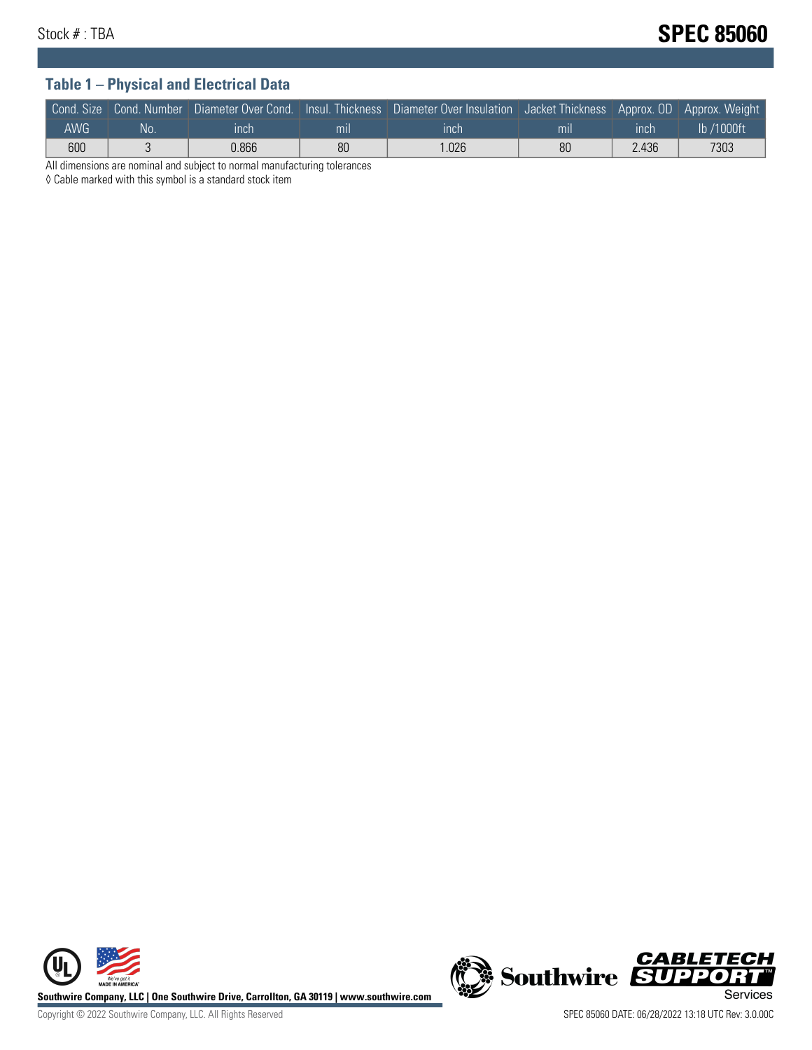### Table 1 – Physical and Electrical Data

| Cond. Size | Cond. Number | Diameter Over Cond. | Insul. Thickness | Diameter Over Insulation | Jacket Thickness | Approx. OD | Approx. Weight |
|---|---|---|---|---|---|---|---|
| AWG | No. | inch | mil | inch | mil | inch | lb /1000ft |
| 600 | 3 | 0.866 | 80 | 1.026 | 80 | 2.436 | 7303 |

All dimensions are nominal and subject to normal manufacturing tolerances

◊ Cable marked with this symbol is a standard stock item